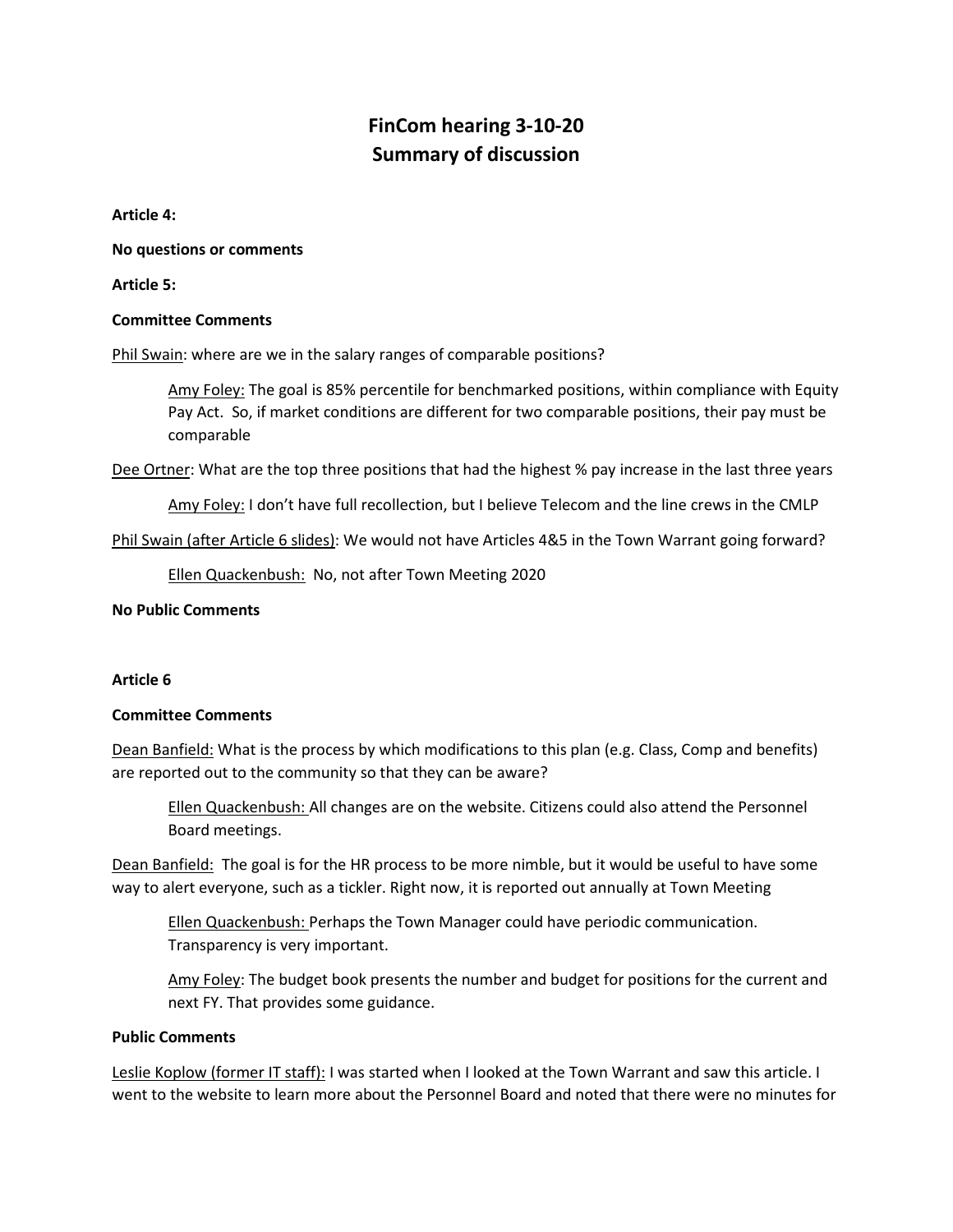# FinCom hearing 3-10-20
# Summary of discussion

**Article 4:**

**No questions or comments**

**Article 5:**

**Committee Comments**

Phil Swain: where are we in the salary ranges of comparable positions?

> Amy Foley: The goal is 85% percentile for benchmarked positions, within compliance with Equity Pay Act. So, if market conditions are different for two comparable positions, their pay must be comparable

Dee Ortner: What are the top three positions that had the highest % pay increase in the last three years

> Amy Foley: I don't have full recollection, but I believe Telecom and the line crews in the CMLP

Phil Swain (after Article 6 slides): We would not have Articles 4&5 in the Town Warrant going forward?

> Ellen Quackenbush: No, not after Town Meeting 2020

**No Public Comments**

**Article 6**

**Committee Comments**

Dean Banfield: What is the process by which modifications to this plan (e.g. Class, Comp and benefits) are reported out to the community so that they can be aware?

> Ellen Quackenbush: All changes are on the website. Citizens could also attend the Personnel Board meetings.

Dean Banfield: The goal is for the HR process to be more nimble, but it would be useful to have some way to alert everyone, such as a tickler. Right now, it is reported out annually at Town Meeting

> Ellen Quackenbush: Perhaps the Town Manager could have periodic communication. Transparency is very important.
>
> Amy Foley: The budget book presents the number and budget for positions for the current and next FY. That provides some guidance.

**Public Comments**

Leslie Koplow (former IT staff): I was started when I looked at the Town Warrant and saw this article. I went to the website to learn more about the Personnel Board and noted that there were no minutes for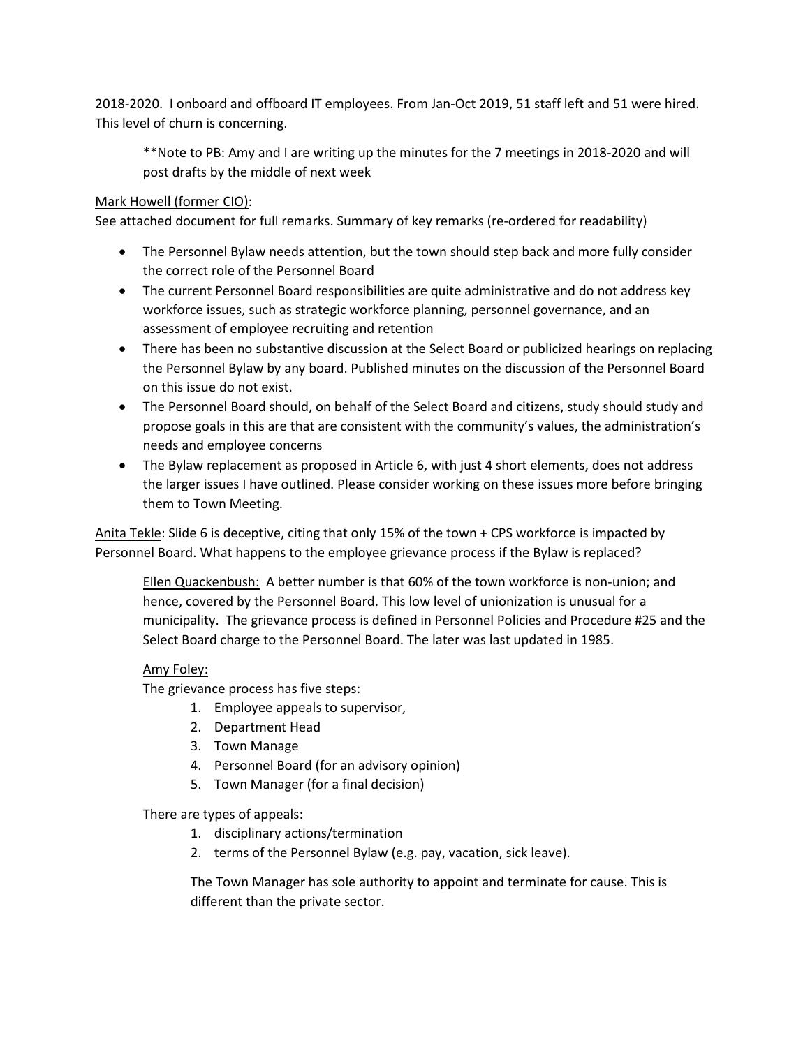2018-2020. I onboard and offboard IT employees. From Jan-Oct 2019, 51 staff left and 51 were hired. This level of churn is concerning.

> **Note to PB: Amy and I are writing up the minutes for the 7 meetings in 2018-2020 and will post drafts by the middle of next week

<u>Mark Howell (former CIO)</u>:
See attached document for full remarks. Summary of key remarks (re-ordered for readability)

- The Personnel Bylaw needs attention, but the town should step back and more fully consider the correct role of the Personnel Board
- The current Personnel Board responsibilities are quite administrative and do not address key workforce issues, such as strategic workforce planning, personnel governance, and an assessment of employee recruiting and retention
- There has been no substantive discussion at the Select Board or publicized hearings on replacing the Personnel Bylaw by any board. Published minutes on the discussion of the Personnel Board on this issue do not exist.
- The Personnel Board should, on behalf of the Select Board and citizens, study should study and propose goals in this are that are consistent with the community's values, the administration's needs and employee concerns
- The Bylaw replacement as proposed in Article 6, with just 4 short elements, does not address the larger issues I have outlined. Please consider working on these issues more before bringing them to Town Meeting.

<u>Anita Tekle</u>: Slide 6 is deceptive, citing that only 15% of the town + CPS workforce is impacted by Personnel Board. What happens to the employee grievance process if the Bylaw is replaced?

> <u>Ellen Quackenbush:</u> A better number is that 60% of the town workforce is non-union; and hence, covered by the Personnel Board. This low level of unionization is unusual for a municipality. The grievance process is defined in Personnel Policies and Procedure #25 and the Select Board charge to the Personnel Board. The later was last updated in 1985.
>
> <u>Amy Foley:</u>
> The grievance process has five steps:
>
> 1. Employee appeals to supervisor,
> 2. Department Head
> 3. Town Manage
> 4. Personnel Board (for an advisory opinion)
> 5. Town Manager (for a final decision)
>
> There are types of appeals:
>
> 1. disciplinary actions/termination
> 2. terms of the Personnel Bylaw (e.g. pay, vacation, sick leave).
>
> The Town Manager has sole authority to appoint and terminate for cause. This is different than the private sector.